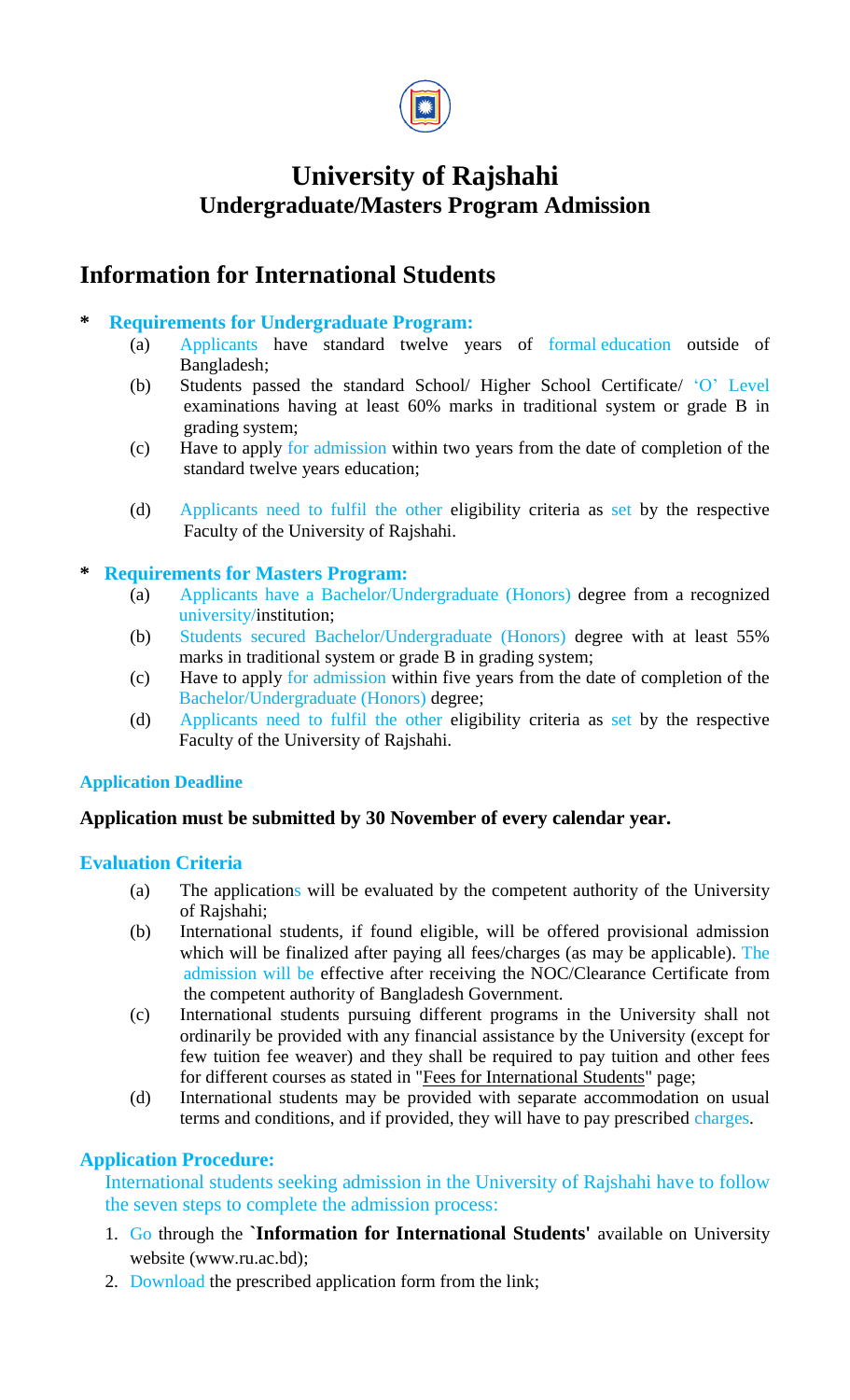# University of Rajshahi
## Undergraduate/Masters Program Admission

## Information for International Students

### * Requirements for Undergraduate Program:

(a) Applicants have standard twelve years of formal education outside of Bangladesh;

(b) Students passed the standard School/ Higher School Certificate/ 'O' Level examinations having at least 60% marks in traditional system or grade B in grading system;

(c) Have to apply for admission within two years from the date of completion of the standard twelve years education;

(d) Applicants need to fulfil the other eligibility criteria as set by the respective Faculty of the University of Rajshahi.

### * Requirements for Masters Program:

(a) Applicants have a Bachelor/Undergraduate (Honors) degree from a recognized university/institution;

(b) Students secured Bachelor/Undergraduate (Honors) degree with at least 55% marks in traditional system or grade B in grading system;

(c) Have to apply for admission within five years from the date of completion of the Bachelor/Undergraduate (Honors) degree;

(d) Applicants need to fulfil the other eligibility criteria as set by the respective Faculty of the University of Rajshahi.

### Application Deadline

**Application must be submitted by 30 November of every calendar year.**

### Evaluation Criteria

(a) The applications will be evaluated by the competent authority of the University of Rajshahi;

(b) International students, if found eligible, will be offered provisional admission which will be finalized after paying all fees/charges (as may be applicable). The admission will be effective after receiving the NOC/Clearance Certificate from the competent authority of Bangladesh Government.

(c) International students pursuing different programs in the University shall not ordinarily be provided with any financial assistance by the University (except for few tuition fee weaver) and they shall be required to pay tuition and other fees for different courses as stated in "Fees for International Students" page;

(d) International students may be provided with separate accommodation on usual terms and conditions, and if provided, they will have to pay prescribed charges.

### Application Procedure:

International students seeking admission in the University of Rajshahi have to follow the seven steps to complete the admission process:

1. Go through the **`Information for International Students'** available on University website (www.ru.ac.bd);
2. Download the prescribed application form from the link;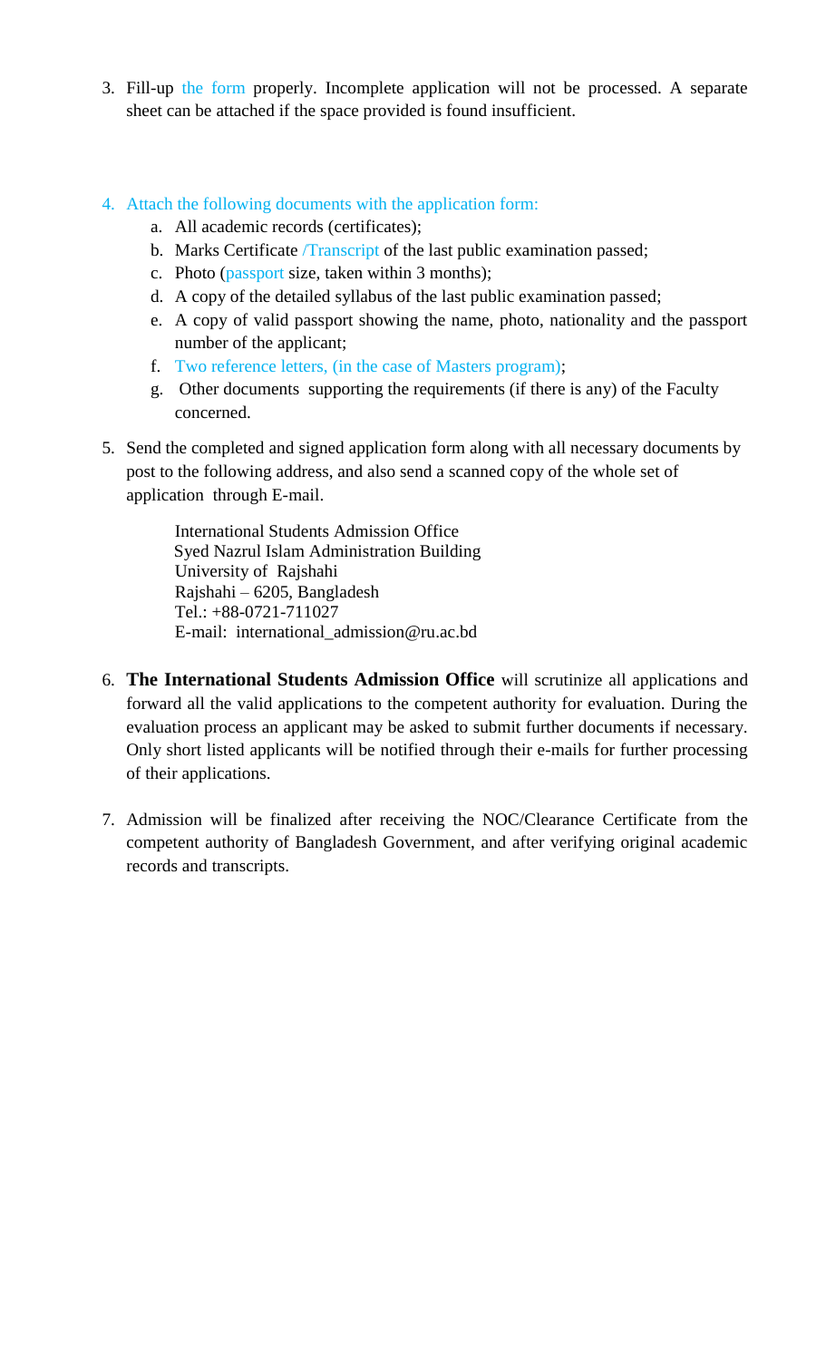3. Fill-up the form properly. Incomplete application will not be processed. A separate sheet can be attached if the space provided is found insufficient.

4. Attach the following documents with the application form:
    a. All academic records (certificates);
    b. Marks Certificate /Transcript of the last public examination passed;
    c. Photo (passport size, taken within 3 months);
    d. A copy of the detailed syllabus of the last public examination passed;
    e. A copy of valid passport showing the name, photo, nationality and the passport number of the applicant;
    f. Two reference letters, (in the case of Masters program);
    g. Other documents supporting the requirements (if there is any) of the Faculty concerned.

5. Send the completed and signed application form along with all necessary documents by post to the following address, and also send a scanned copy of the whole set of application through E-mail.

    International Students Admission Office
    Syed Nazrul Islam Administration Building
    University of Rajshahi
    Rajshahi – 6205, Bangladesh
    Tel.: +88-0721-711027
    E-mail: international_admission@ru.ac.bd

6. **The International Students Admission Office** will scrutinize all applications and forward all the valid applications to the competent authority for evaluation. During the evaluation process an applicant may be asked to submit further documents if necessary. Only short listed applicants will be notified through their e-mails for further processing of their applications.

7. Admission will be finalized after receiving the NOC/Clearance Certificate from the competent authority of Bangladesh Government, and after verifying original academic records and transcripts.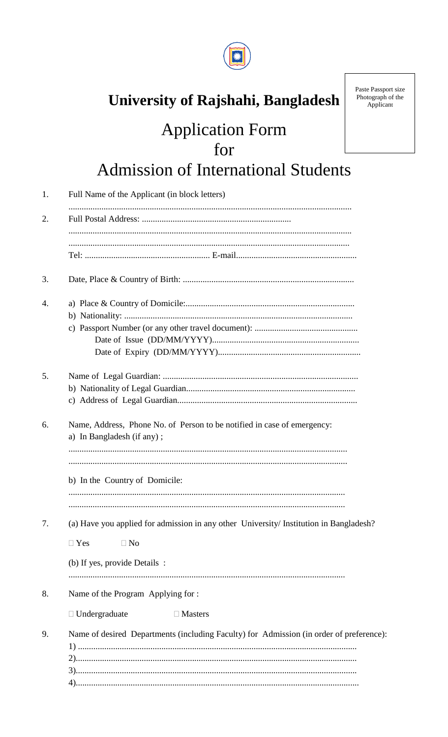Paste Passport size Photograph of the Applicant

# University of Rajshahi, Bangladesh

# Application Form for Admission of International Students

1. Full Name of the Applicant (in block letters)

   ..............................................................................................................................

2. Full Postal Address: ..................................................................

   ..............................................................................................................................

   ..............................................................................................................................

   Tel: ........................................................ E-mail.......................................................

3. Date, Place & Country of Birth: .............................................................................

4. a) Place & Country of Domicile:............................................................................

   b) Nationality: .......................................................................................................

   c) Passport Number (or any other travel document): ...............................................

   Date of Issue (DD/MM/YYYY)..................................................................

   Date of Expiry (DD/MM/YYYY)...............................................................

5. Name of Legal Guardian: ........................................................................................

   b) Nationality of Legal Guardian............................................................................

   c) Address of Legal Guardian.................................................................................

6. Name, Address, Phone No. of Person to be notified in case of emergency:

   a) In Bangladesh (if any) ;

   ..............................................................................................................................

   ..............................................................................................................................

   b) In the Country of Domicile:

   ..............................................................................................................................

   ..............................................................................................................................

7. (a) Have you applied for admission in any other University/ Institution in Bangladesh?

   □ Yes □ No

   (b) If yes, provide Details :

   ..............................................................................................................................

8. Name of the Program Applying for :

   □ Undergraduate □ Masters

9. Name of desired Departments (including Faculty) for Admission (in order of preference):

   1) ..........................................................................................................................

   2)...........................................................................................................................

   3)...........................................................................................................................

   4)...........................................................................................................................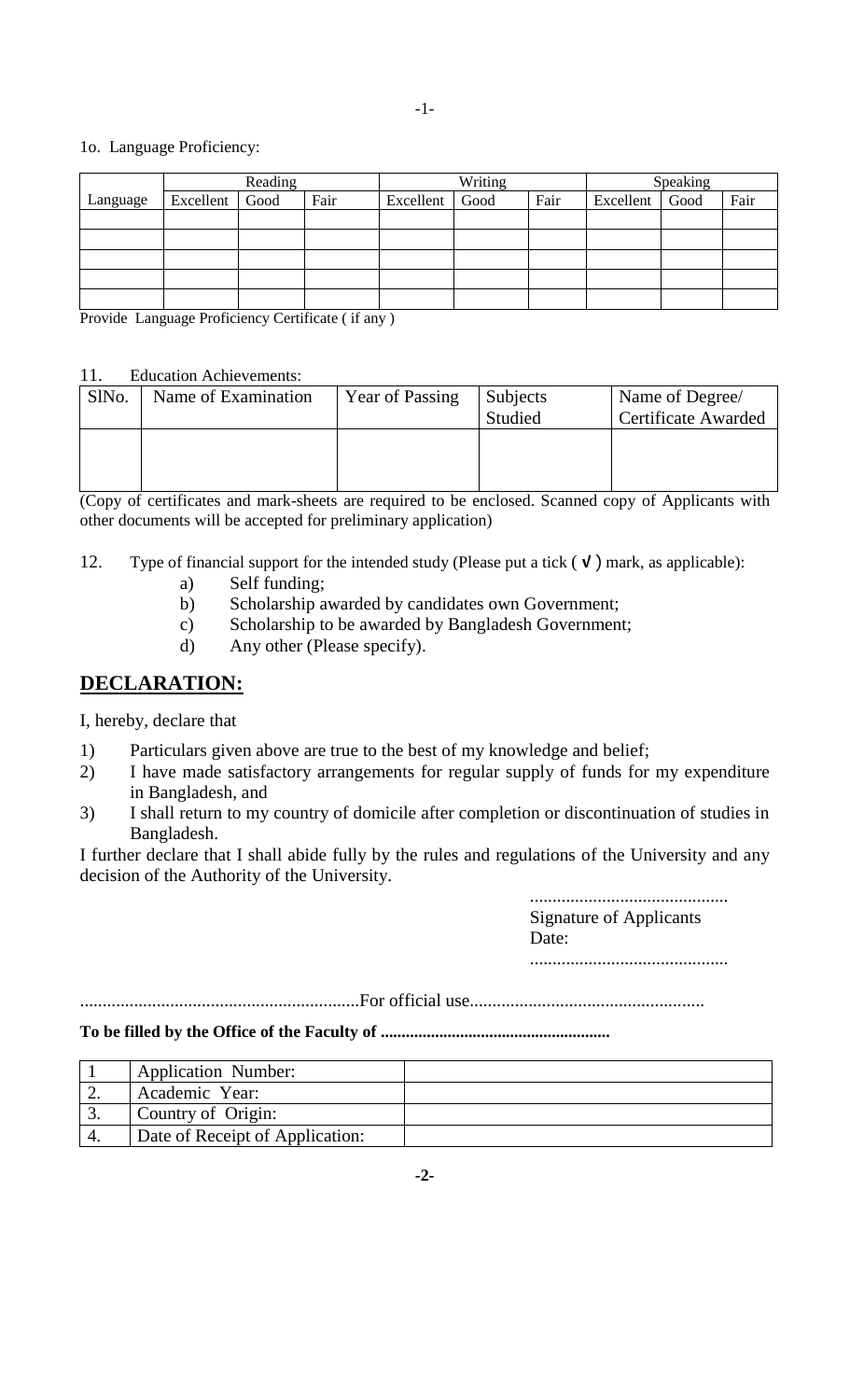1o. Language Proficiency:

| | Reading | | | Writing | | | Speaking | | |
|---|---|---|---|---|---|---|---|---|---|
| Language | Excellent | Good | Fair | Excellent | Good | Fair | Excellent | Good | Fair |
| | | | | | | | | | |
| | | | | | | | | | |
| | | | | | | | | | |
| | | | | | | | | | |
| | | | | | | | | | |

Provide Language Proficiency Certificate ( if any )

11. Education Achievements:

| SlNo. | Name of Examination | Year of Passing | Subjects Studied | Name of Degree/ Certificate Awarded |
|---|---|---|---|---|
| | | | | |

(Copy of certificates and mark-sheets are required to be enclosed. Scanned copy of Applicants with other documents will be accepted for preliminary application)

12. Type of financial support for the intended study (Please put a tick ( √ ) mark, as applicable):

a) Self funding;
b) Scholarship awarded by candidates own Government;
c) Scholarship to be awarded by Bangladesh Government;
d) Any other (Please specify).

## DECLARATION:

I, hereby, declare that

1) Particulars given above are true to the best of my knowledge and belief;
2) I have made satisfactory arrangements for regular supply of funds for my expenditure in Bangladesh, and
3) I shall return to my country of domicile after completion or discontinuation of studies in Bangladesh.

I further declare that I shall abide fully by the rules and regulations of the University and any decision of the Authority of the University.

............................................
Signature of Applicants
Date:
............................................

..............................................................For official use...................................................

**To be filled by the Office of the Faculty of .......................................................**

| | | |
|---|---|---|
| 1 | Application Number: | |
| 2. | Academic Year: | |
| 3. | Country of Origin: | |
| 4. | Date of Receipt of Application: | |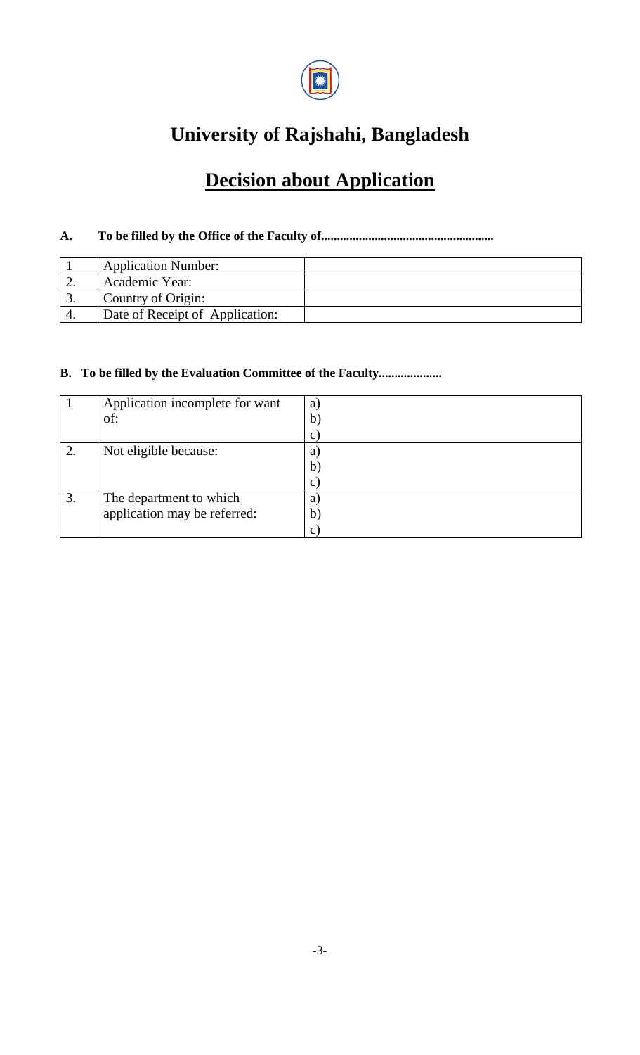# University of Rajshahi, Bangladesh

## Decision about Application

**A. To be filled by the Office of the Faculty of......................................................**

| | | |
|---|---|---|
| 1 | Application Number: | |
| 2. | Academic Year: | |
| 3. | Country of Origin: | |
| 4. | Date of Receipt of Application: | |

**B. To be filled by the Evaluation Committee of the Faculty....................**

| | | |
|---|---|---|
| 1 | Application incomplete for want of: | a)<br>b)<br>c) |
| 2. | Not eligible because: | a)<br>b)<br>c) |
| 3. | The department to which application may be referred: | a)<br>b)<br>c) |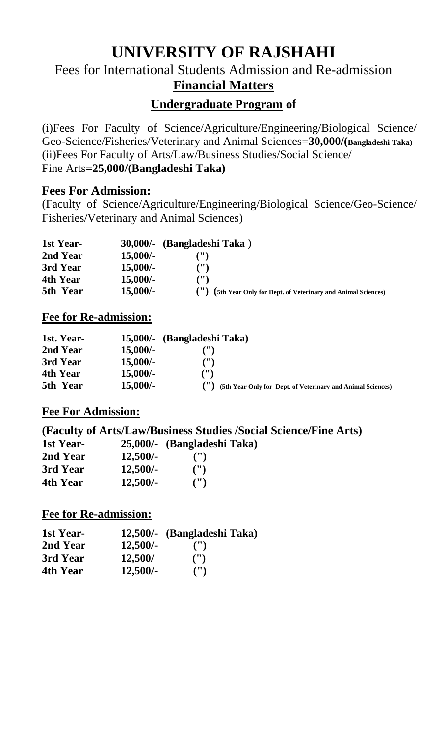# UNIVERSITY OF RAJSHAHI

## Fees for International Students Admission and Re-admission

## Financial Matters

### Undergraduate Program of

(i)Fees For Faculty of Science/Agriculture/Engineering/Biological Science/ Geo-Science/Fisheries/Veterinary and Animal Sciences=**30,000/(Bangladeshi Taka)**
(ii)Fees For Faculty of Arts/Law/Business Studies/Social Science/ Fine Arts=**25,000/(Bangladeshi Taka)**

### Fees For Admission:

(Faculty of Science/Agriculture/Engineering/Biological Science/Geo-Science/ Fisheries/Veterinary and Animal Sciences)

| | | |
|---|---|---|
| **1st Year-** | **30,000/-** | **(Bangladeshi Taka** ) |
| **2nd Year** | **15,000/-** | **(")** |
| **3rd Year** | **15,000/-** | **(")** |
| **4th Year** | **15,000/-** | **(")** |
| **5th Year** | **15,000/-** | **(") (5th Year Only for Dept. of Veterinary and Animal Sciences)** |

### Fee for Re-admission:

| | | |
|---|---|---|
| **1st. Year-** | **15,000/-** | **(Bangladeshi Taka)** |
| **2nd Year** | **15,000/-** | **(")** |
| **3rd Year** | **15,000/-** | **(")** |
| **4th Year** | **15,000/-** | **(")** |
| **5th Year** | **15,000/-** | **(") (5th Year Only for Dept. of Veterinary and Animal Sciences)** |

### Fee For Admission:

**(Faculty of Arts/Law/Business Studies /Social Science/Fine Arts)**

| | | |
|---|---|---|
| **1st Year-** | **25,000/-** | **(Bangladeshi Taka)** |
| **2nd Year** | **12,500/-** | **(")** |
| **3rd Year** | **12,500/-** | **(")** |
| **4th Year** | **12,500/-** | **(")** |

### Fee for Re-admission:

| | | |
|---|---|---|
| **1st Year-** | **12,500/-** | **(Bangladeshi Taka)** |
| **2nd Year** | **12,500/-** | **(")** |
| **3rd Year** | **12,500/** | **(")** |
| **4th Year** | **12,500/-** | **(")** |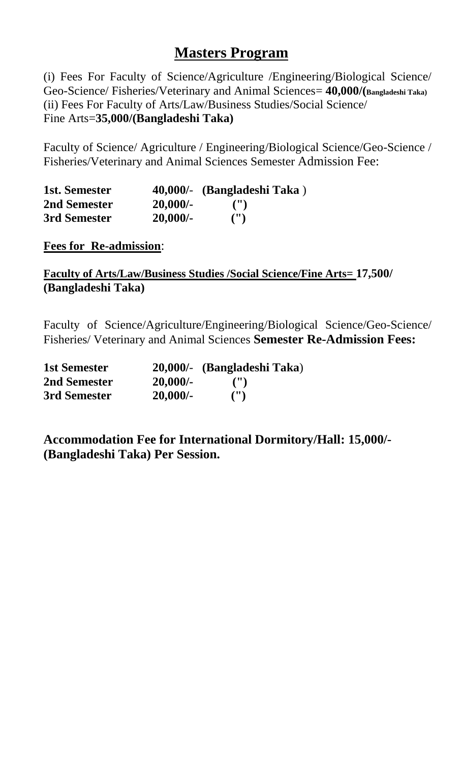## Masters Program

(i) Fees For Faculty of Science/Agriculture /Engineering/Biological Science/ Geo-Science/ Fisheries/Veterinary and Animal Sciences= **40,000/(Bangladeshi Taka)**
(ii) Fees For Faculty of Arts/Law/Business Studies/Social Science/ Fine Arts=**35,000/(Bangladeshi Taka)**

Faculty of Science/ Agriculture / Engineering/Biological Science/Geo-Science / Fisheries/Veterinary and Animal Sciences Semester Admission Fee:

| | | |
|---|---|---|
| **1st. Semester** | **40,000/-** | **(Bangladeshi Taka** ) |
| **2nd Semester** | **20,000/-** | **(")** |
| **3rd Semester** | **20,000/-** | **(")** |

**Fees for Re-admission**:

**Faculty of Arts/Law/Business Studies /Social Science/Fine Arts= 17,500/ (Bangladeshi Taka)**

Faculty of Science/Agriculture/Engineering/Biological Science/Geo-Science/ Fisheries/ Veterinary and Animal Sciences **Semester Re-Admission Fees:**

| | | |
|---|---|---|
| **1st Semester** | **20,000/-** | **(Bangladeshi Taka**) |
| **2nd Semester** | **20,000/-** | **(")** |
| **3rd Semester** | **20,000/-** | **(")** |

**Accommodation Fee for International Dormitory/Hall: 15,000/- (Bangladeshi Taka) Per Session.**